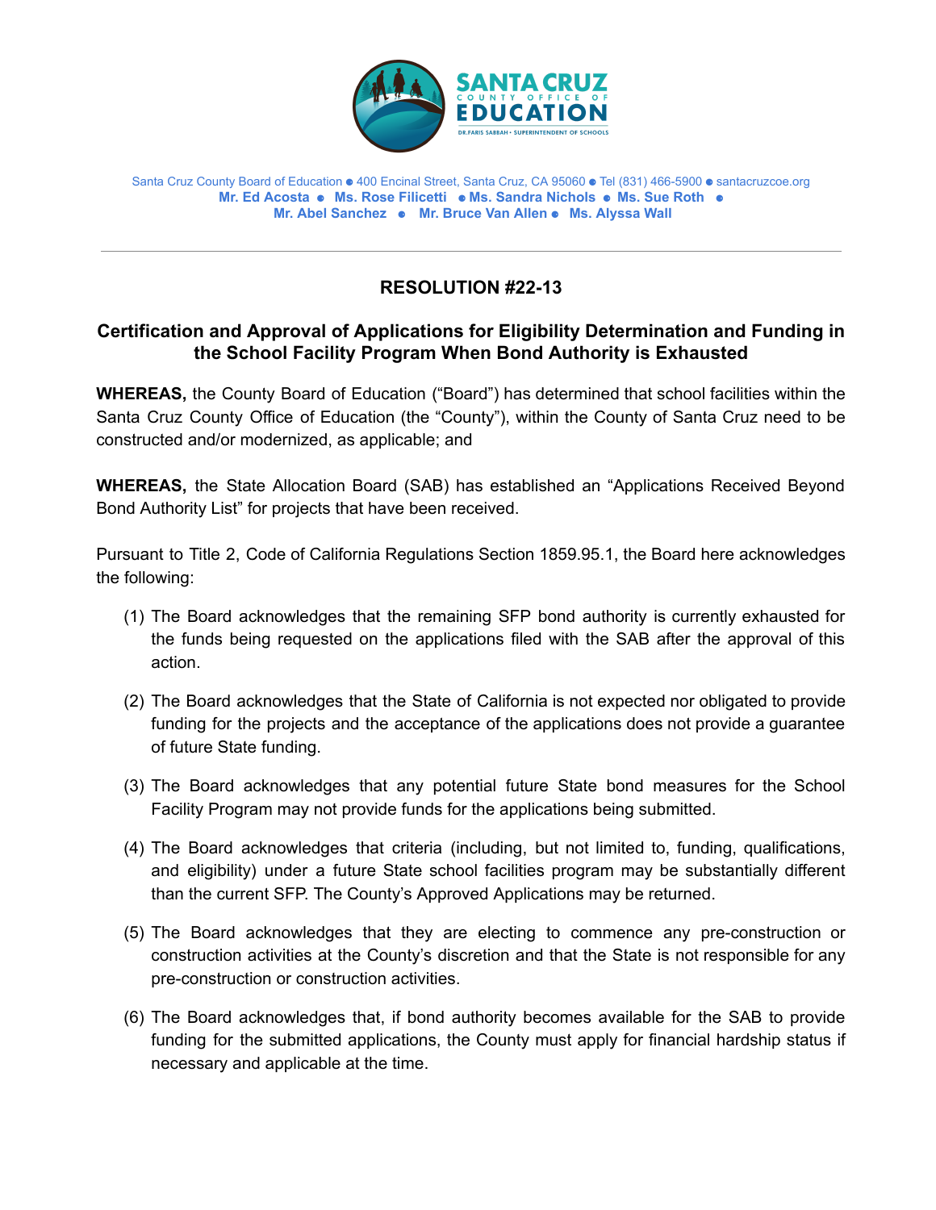Santa Cruz County Board of Education ● 400 Encinal Street, Santa Cruz, CA 95060 ● Tel (831) 466-5900 ● santacruzcoe.org

**Mr. Ed Acosta ● Ms. Rose Filicetti ● Ms. Sandra Nichols ● Ms. Sue Roth ● Mr. Abel Sanchez ● Mr. Bruce Van Allen ● Ms. Alyssa Wall**

---

## RESOLUTION #22-13

### Certification and Approval of Applications for Eligibility Determination and Funding in the School Facility Program When Bond Authority is Exhausted

**WHEREAS,** the County Board of Education ("Board") has determined that school facilities within the Santa Cruz County Office of Education (the "County"), within the County of Santa Cruz need to be constructed and/or modernized, as applicable; and

**WHEREAS,** the State Allocation Board (SAB) has established an "Applications Received Beyond Bond Authority List" for projects that have been received.

Pursuant to Title 2, Code of California Regulations Section 1859.95.1, the Board here acknowledges the following:

(1) The Board acknowledges that the remaining SFP bond authority is currently exhausted for the funds being requested on the applications filed with the SAB after the approval of this action.

(2) The Board acknowledges that the State of California is not expected nor obligated to provide funding for the projects and the acceptance of the applications does not provide a guarantee of future State funding.

(3) The Board acknowledges that any potential future State bond measures for the School Facility Program may not provide funds for the applications being submitted.

(4) The Board acknowledges that criteria (including, but not limited to, funding, qualifications, and eligibility) under a future State school facilities program may be substantially different than the current SFP. The County's Approved Applications may be returned.

(5) The Board acknowledges that they are electing to commence any pre-construction or construction activities at the County's discretion and that the State is not responsible for any pre-construction or construction activities.

(6) The Board acknowledges that, if bond authority becomes available for the SAB to provide funding for the submitted applications, the County must apply for financial hardship status if necessary and applicable at the time.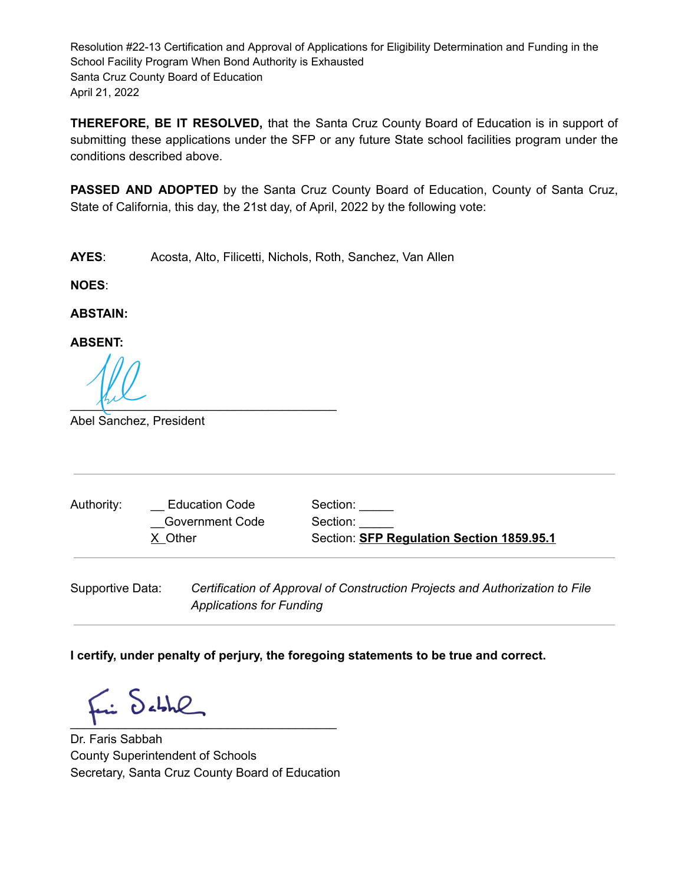Resolution #22-13 Certification and Approval of Applications for Eligibility Determination and Funding in the School Facility Program When Bond Authority is Exhausted
Santa Cruz County Board of Education
April 21, 2022

**THEREFORE, BE IT RESOLVED,** that the Santa Cruz County Board of Education is in support of submitting these applications under the SFP or any future State school facilities program under the conditions described above.

**PASSED AND ADOPTED** by the Santa Cruz County Board of Education, County of Santa Cruz, State of California, this day, the 21st day, of April, 2022 by the following vote:

**AYES**: Acosta, Alto, Filicetti, Nichols, Roth, Sanchez, Van Allen

**NOES**:

**ABSTAIN:**

**ABSENT:**

\_\_\_\_\_\_\_\_\_\_\_\_\_\_\_\_\_\_\_\_\_\_\_\_\_\_\_\_\_\_\_\_\_\_\_\_\_\_\_\_
Abel Sanchez, President

---

| | | |
|---|---|---|
| Authority: | __ Education Code | Section: _____ |
| | __Government Code | Section: _____ |
| | X Other | Section: **SFP Regulation Section 1859.95.1** |

---

Supportive Data: *Certification of Approval of Construction Projects and Authorization to File Applications for Funding*

---

**I certify, under penalty of perjury, the foregoing statements to be true and correct.**

\_\_\_\_\_\_\_\_\_\_\_\_\_\_\_\_\_\_\_\_\_\_\_\_\_\_\_\_\_\_\_\_\_\_\_\_\_\_\_\_
Dr. Faris Sabbah
County Superintendent of Schools
Secretary, Santa Cruz County Board of Education